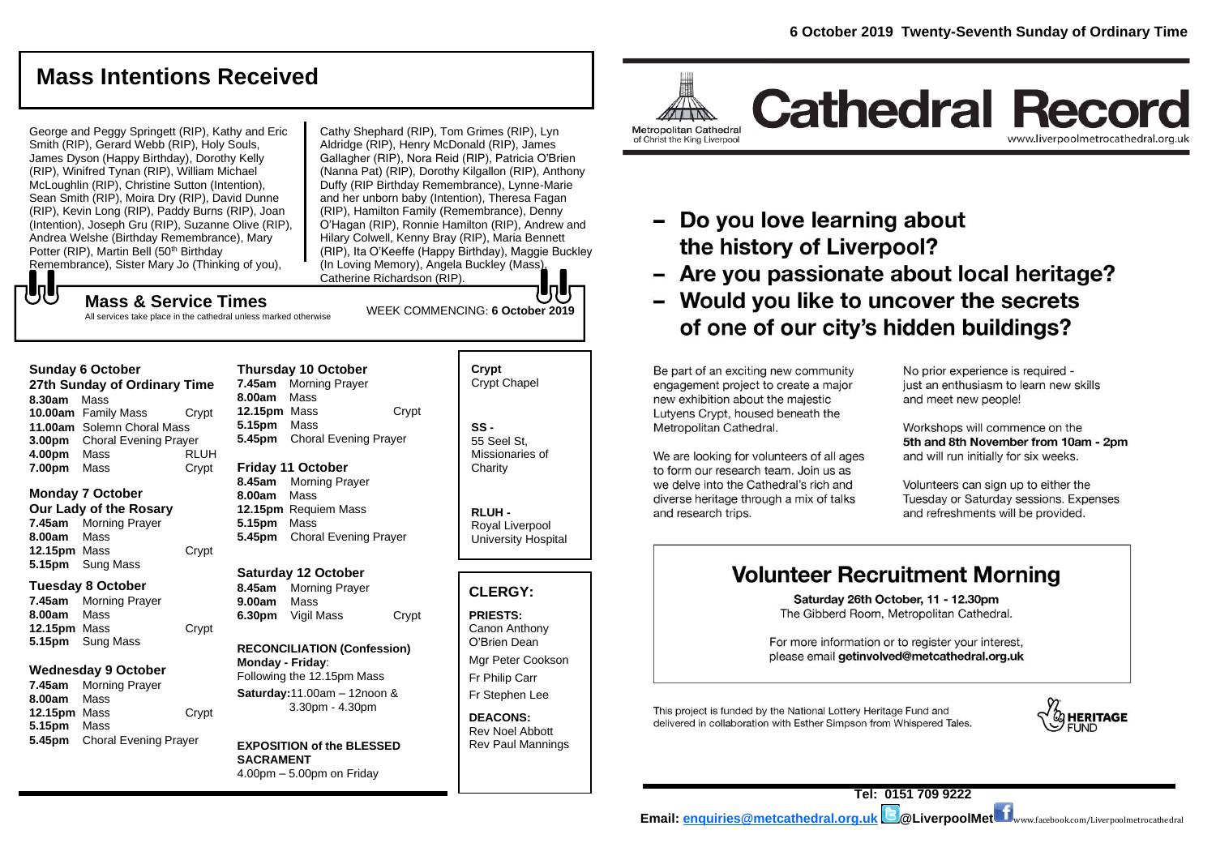# Mass Intentions Received

George and Peggy Springett (RIP), Kathy and Eric Smith (RIP), Gerard Webb (RIP), Holy Souls, James Dyson (Happy Birthday), Dorothy Kelly (RIP), Winifred Tynan (RIP), William Michael McLoughlin (RIP), Christine Sutton (Intention), Sean Smith (RIP), Moira Dry (RIP), David Dunne (RIP), Kevin Long (RIP), Paddy Burns (RIP), Joan (Intention), Joseph Gru (RIP), Suzanne Olive (RIP), Andrea Welshe (Birthday Remembrance), Mary Potter (RIP), Martin Bell (50th Birthday Remembrance), Sister Mary Jo (Thinking of you), Cathy Shephard (RIP), Tom Grimes (RIP), Lyn Aldridge (RIP), Henry McDonald (RIP), James Gallagher (RIP), Nora Reid (RIP), Patricia O'Brien (Nanna Pat) (RIP), Dorothy Kilgallon (RIP), Anthony Duffy (RIP Birthday Remembrance), Lynne-Marie and her unborn baby (Intention), Theresa Fagan (RIP), Hamilton Family (Remembrance), Denny O'Hagan (RIP), Ronnie Hamilton (RIP), Andrew and Hilary Colwell, Kenny Bray (RIP), Maria Bennett (RIP), Ita O'Keeffe (Happy Birthday), Maggie Buckley (In Loving Memory), Angela Buckley (Mass), Catherine Richardson (RIP).

## Mass & Service Times

All services take place in the cathedral unless marked otherwise

WEEK COMMENCING: **6 October 2019**

### Sunday 6 October
**27th Sunday of Ordinary Time**

| | | |
|---|---|---|
| **8.30am** | Mass | |
| **10.00am** | Family Mass | Crypt |
| **11.00am** | Solemn Choral Mass | |
| **3.00pm** | Choral Evening Prayer | |
| **4.00pm** | Mass | RLUH |
| **7.00pm** | Mass | Crypt |

### Monday 7 October
**Our Lady of the Rosary**

| | | |
|---|---|---|
| **7.45am** | Morning Prayer | |
| **8.00am** | Mass | |
| **12.15pm** | Mass | Crypt |
| **5.15pm** | Sung Mass | |

### Tuesday 8 October

| | | |
|---|---|---|
| **7.45am** | Morning Prayer | |
| **8.00am** | Mass | |
| **12.15pm** | Mass | Crypt |
| **5.15pm** | Sung Mass | |

### Wednesday 9 October

| | | |
|---|---|---|
| **7.45am** | Morning Prayer | |
| **8.00am** | Mass | |
| **12.15pm** | Mass | Crypt |
| **5.15pm** | Mass | |
| **5.45pm** | Choral Evening Prayer | |

### Thursday 10 October

| | | |
|---|---|---|
| **7.45am** | Morning Prayer | |
| **8.00am** | Mass | |
| **12.15pm** | Mass | Crypt |
| **5.15pm** | Mass | |
| **5.45pm** | Choral Evening Prayer | |

### Friday 11 October

| | | |
|---|---|---|
| **8.45am** | Morning Prayer | |
| **8.00am** | Mass | |
| **12.15pm** | Requiem Mass | |
| **5.15pm** | Mass | |
| **5.45pm** | Choral Evening Prayer | |

### Saturday 12 October

| | | |
|---|---|---|
| **8.45am** | Morning Prayer | |
| **9.00am** | Mass | |
| **6.30pm** | Vigil Mass | Crypt |

**RECONCILIATION (Confession)**
**Monday - Friday**:
Following the 12.15pm Mass
**Saturday:** 11.00am – 12noon & 3.30pm - 4.30pm

**EXPOSITION of the BLESSED SACRAMENT**
4.00pm – 5.00pm on Friday

**Crypt**
Crypt Chapel

**SS -**
55 Seel St, Missionaries of Charity

**RLUH -**
Royal Liverpool University Hospital

## CLERGY:

**PRIESTS:**
Canon Anthony O'Brien Dean
Mgr Peter Cookson
Fr Philip Carr
Fr Stephen Lee

**DEACONS:**
Rev Noel Abbott
Rev Paul Mannings

# Cathedral Record

Metropolitan Cathedral of Christ the King Liverpool
www.liverpoolmetrocathedral.org.uk

6 October 2019 Twenty-Seventh Sunday of Ordinary Time

## – Do you love learning about the history of Liverpool?
## – Are you passionate about local heritage?
## – Would you like to uncover the secrets of one of our city's hidden buildings?

Be part of an exciting new community engagement project to create a major new exhibition about the majestic Lutyens Crypt, housed beneath the Metropolitan Cathedral.

We are looking for volunteers of all ages to form our research team. Join us as we delve into the Cathedral's rich and diverse heritage through a mix of talks and research trips.

No prior experience is required - just an enthusiasm to learn new skills and meet new people!

Workshops will commence on the **5th and 8th November from 10am - 2pm** and will run initially for six weeks.

Volunteers can sign up to either the Tuesday or Saturday sessions. Expenses and refreshments will be provided.

## Volunteer Recruitment Morning

**Saturday 26th October, 11 - 12.30pm**
The Gibberd Room, Metropolitan Cathedral.

For more information or to register your interest, please email **getinvolved@metcathedral.org.uk**

This project is funded by the National Lottery Heritage Fund and delivered in collaboration with Esther Simpson from Whispered Tales.

HERITAGE FUND

**Tel: 0151 709 9222**
**Email: enquiries@metcathedral.org.uk @LiverpoolMet** www.facebook.com/Liverpoolmetrocathedral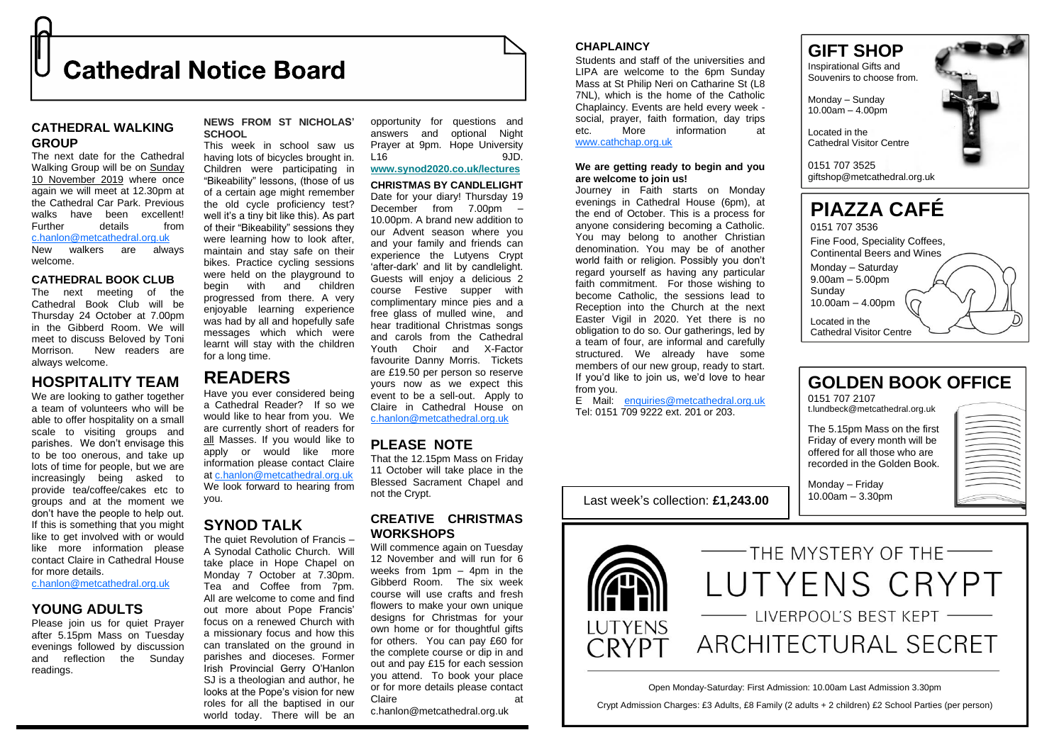# Cathedral Notice Board

## CATHEDRAL WALKING GROUP

The next date for the Cathedral Walking Group will be on Sunday 10 November 2019 where once again we will meet at 12.30pm at the Cathedral Car Park. Previous walks have been excellent! Further details from c.hanlon@metcathedral.org.uk New walkers are always welcome.

## CATHEDRAL BOOK CLUB

The next meeting of the Cathedral Book Club will be Thursday 24 October at 7.00pm in the Gibberd Room. We will meet to discuss Beloved by Toni Morrison. New readers are always welcome.

## HOSPITALITY TEAM

We are looking to gather together a team of volunteers who will be able to offer hospitality on a small scale to visiting groups and parishes. We don't envisage this to be too onerous, and take up lots of time for people, but we are increasingly being asked to provide tea/coffee/cakes etc to groups and at the moment we don't have the people to help out. If this is something that you might like to get involved with or would like more information please contact Claire in Cathedral House for more details.

c.hanlon@metcathedral.org.uk

## YOUNG ADULTS

Please join us for quiet Prayer after 5.15pm Mass on Tuesday evenings followed by discussion and reflection the Sunday readings.

## NEWS FROM ST NICHOLAS' SCHOOL

This week in school saw us having lots of bicycles brought in. Children were participating in "Bikeability" lessons, (those of us of a certain age might remember the old cycle proficiency test? well it's a tiny bit like this). As part of their "Bikeability" sessions they were learning how to look after, maintain and stay safe on their bikes. Practice cycling sessions were held on the playground to begin with and children progressed from there. A very enjoyable learning experience was had by all and hopefully safe messages which which were learnt will stay with the children for a long time.

## READERS

Have you ever considered being a Cathedral Reader? If so we would like to hear from you. We are currently short of readers for all Masses. If you would like to apply or would like more information please contact Claire at c.hanlon@metcathedral.org.uk We look forward to hearing from you.

## SYNOD TALK

The quiet Revolution of Francis – A Synodal Catholic Church. Will take place in Hope Chapel on Monday 7 October at 7.30pm. Tea and Coffee from 7pm. All are welcome to come and find out more about Pope Francis' focus on a renewed Church with a missionary focus and how this can translated on the ground in parishes and dioceses. Former Irish Provincial Gerry O'Hanlon SJ is a theologian and author, he looks at the Pope's vision for new roles for all the baptised in our world today. There will be an opportunity for questions and answers and optional Night Prayer at 9pm. Hope University L16 9JD.

**www.synod2020.co.uk/lectures**

## CHRISTMAS BY CANDLELIGHT

Date for your diary! Thursday 19 December from 7.00pm – 10.00pm. A brand new addition to our Advent season where you and your family and friends can experience the Lutyens Crypt 'after-dark' and lit by candlelight. Guests will enjoy a delicious 2 course Festive supper with complimentary mince pies and a free glass of mulled wine, and hear traditional Christmas songs and carols from the Cathedral Youth Choir and X-Factor favourite Danny Morris. Tickets are £19.50 per person so reserve yours now as we expect this event to be a sell-out. Apply to Claire in Cathedral House on c.hanlon@metcathedral.org.uk

## PLEASE NOTE

That the 12.15pm Mass on Friday 11 October will take place in the Blessed Sacrament Chapel and not the Crypt.

## CREATIVE CHRISTMAS WORKSHOPS

Will commence again on Tuesday 12 November and will run for 6 weeks from 1pm – 4pm in the Gibberd Room. The six week course will use crafts and fresh flowers to make your own unique designs for Christmas for your own home or for thoughtful gifts for others. You can pay £60 for the complete course or dip in and out and pay £15 for each session you attend. To book your place or for more details please contact Claire at c.hanlon@metcathedral.org.uk

## CHAPLAINCY

Students and staff of the universities and LIPA are welcome to the 6pm Sunday Mass at St Philip Neri on Catharine St (L8 7NL), which is the home of the Catholic Chaplaincy. Events are held every week - social, prayer, faith formation, day trips etc. More information at www.cathchap.org.uk

**We are getting ready to begin and you are welcome to join us!**

Journey in Faith starts on Monday evenings in Cathedral House (6pm), at the end of October. This is a process for anyone considering becoming a Catholic. You may belong to another Christian denomination. You may be of another world faith or religion. Possibly you don't regard yourself as having any particular faith commitment. For those wishing to become Catholic, the sessions lead to Reception into the Church at the next Easter Vigil in 2020. Yet there is no obligation to do so. Our gatherings, led by a team of four, are informal and carefully structured. We already have some members of our new group, ready to start. If you'd like to join us, we'd love to hear from you.

E Mail: enquiries@metcathedral.org.uk
Tel: 0151 709 9222 ext. 201 or 203.

Last week's collection: **£1,243.00**

## GIFT SHOP

Inspirational Gifts and Souvenirs to choose from.

Monday – Sunday
10.00am – 4.00pm

Located in the Cathedral Visitor Centre

0151 707 3525
giftshop@metcathedral.org.uk

## PIAZZA CAFÉ

0151 707 3536

Fine Food, Speciality Coffees, Continental Beers and Wines

Monday – Saturday
9.00am – 5.00pm
Sunday
10.00am – 4.00pm

Located in the Cathedral Visitor Centre

## GOLDEN BOOK OFFICE

0151 707 2107
t.lundbeck@metcathedral.org.uk

The 5.15pm Mass on the first Friday of every month will be offered for all those who are recorded in the Golden Book.

Monday – Friday
10.00am – 3.30pm

LUTYENS CRYPT

THE MYSTERY OF THE LUTYENS CRYPT

LIVERPOOL'S BEST KEPT ARCHITECTURAL SECRET

Open Monday-Saturday: First Admission: 10.00am Last Admission 3.30pm

Crypt Admission Charges: £3 Adults, £8 Family (2 adults + 2 children) £2 School Parties (per person)